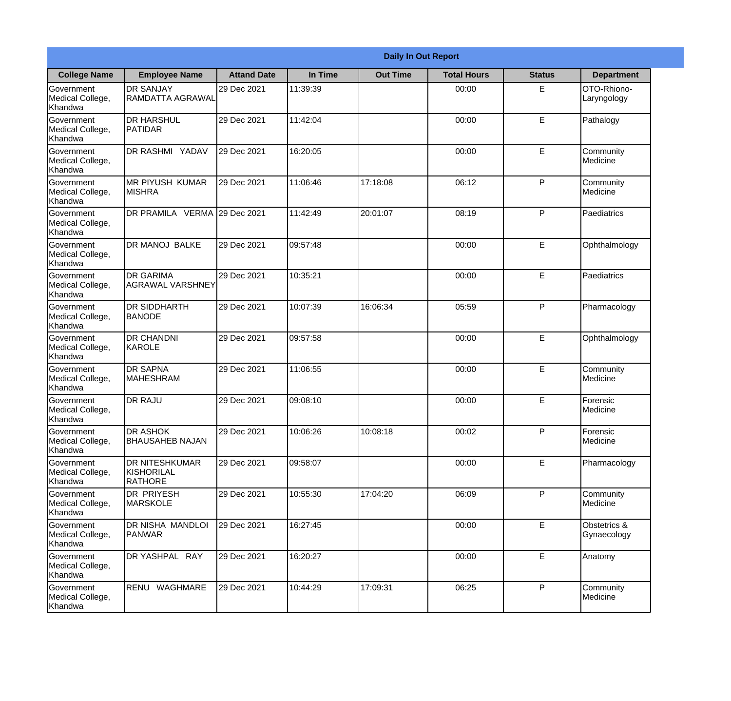**Daily In Out Report**

| College Name | Employee Name | Attand Date | In Time | Out Time | Total Hours | Status | Department |
|---|---|---|---|---|---|---|---|
| Government Medical College, Khandwa | DR SANJAY RAMDATTA AGRAWAL | 29 Dec 2021 | 11:39:39 | | 00:00 | E | OTO-Rhiono-Laryngology |
| Government Medical College, Khandwa | DR HARSHUL PATIDAR | 29 Dec 2021 | 11:42:04 | | 00:00 | E | Pathalogy |
| Government Medical College, Khandwa | DR RASHMI YADAV | 29 Dec 2021 | 16:20:05 | | 00:00 | E | Community Medicine |
| Government Medical College, Khandwa | MR PIYUSH KUMAR MISHRA | 29 Dec 2021 | 11:06:46 | 17:18:08 | 06:12 | P | Community Medicine |
| Government Medical College, Khandwa | DR PRAMILA VERMA | 29 Dec 2021 | 11:42:49 | 20:01:07 | 08:19 | P | Paediatrics |
| Government Medical College, Khandwa | DR MANOJ BALKE | 29 Dec 2021 | 09:57:48 | | 00:00 | E | Ophthalmology |
| Government Medical College, Khandwa | DR GARIMA AGRAWAL VARSHNEY | 29 Dec 2021 | 10:35:21 | | 00:00 | E | Paediatrics |
| Government Medical College, Khandwa | DR SIDDHARTH BANODE | 29 Dec 2021 | 10:07:39 | 16:06:34 | 05:59 | P | Pharmacology |
| Government Medical College, Khandwa | DR CHANDNI KAROLE | 29 Dec 2021 | 09:57:58 | | 00:00 | E | Ophthalmology |
| Government Medical College, Khandwa | DR SAPNA MAHESHRAM | 29 Dec 2021 | 11:06:55 | | 00:00 | E | Community Medicine |
| Government Medical College, Khandwa | DR RAJU | 29 Dec 2021 | 09:08:10 | | 00:00 | E | Forensic Medicine |
| Government Medical College, Khandwa | DR ASHOK BHAUSAHEB NAJAN | 29 Dec 2021 | 10:06:26 | 10:08:18 | 00:02 | P | Forensic Medicine |
| Government Medical College, Khandwa | DR NITESHKUMAR KISHORILAL RATHORE | 29 Dec 2021 | 09:58:07 | | 00:00 | E | Pharmacology |
| Government Medical College, Khandwa | DR PRIYESH MARSKOLE | 29 Dec 2021 | 10:55:30 | 17:04:20 | 06:09 | P | Community Medicine |
| Government Medical College, Khandwa | DR NISHA MANDLOI PANWAR | 29 Dec 2021 | 16:27:45 | | 00:00 | E | Obstetrics & Gynaecology |
| Government Medical College, Khandwa | DR YASHPAL RAY | 29 Dec 2021 | 16:20:27 | | 00:00 | E | Anatomy |
| Government Medical College, Khandwa | RENU WAGHMARE | 29 Dec 2021 | 10:44:29 | 17:09:31 | 06:25 | P | Community Medicine |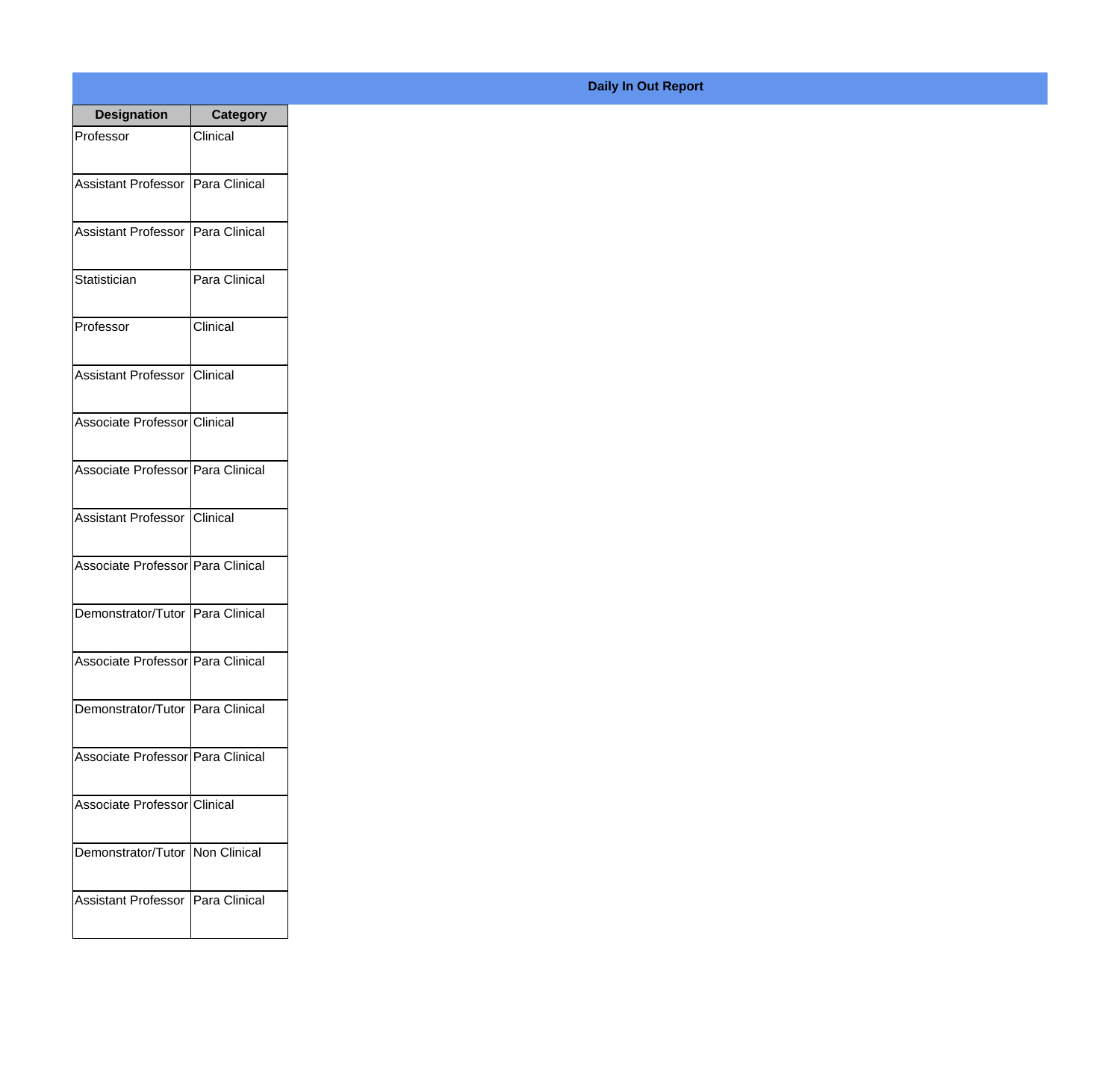**Daily In Out Report**

| Designation | Category |
|---|---|
| Professor | Clinical |
| Assistant Professor | Para Clinical |
| Assistant Professor | Para Clinical |
| Statistician | Para Clinical |
| Professor | Clinical |
| Assistant Professor | Clinical |
| Associate Professor | Clinical |
| Associate Professor | Para Clinical |
| Assistant Professor | Clinical |
| Associate Professor | Para Clinical |
| Demonstrator/Tutor | Para Clinical |
| Associate Professor | Para Clinical |
| Demonstrator/Tutor | Para Clinical |
| Associate Professor | Para Clinical |
| Associate Professor | Clinical |
| Demonstrator/Tutor | Non Clinical |
| Assistant Professor | Para Clinical |